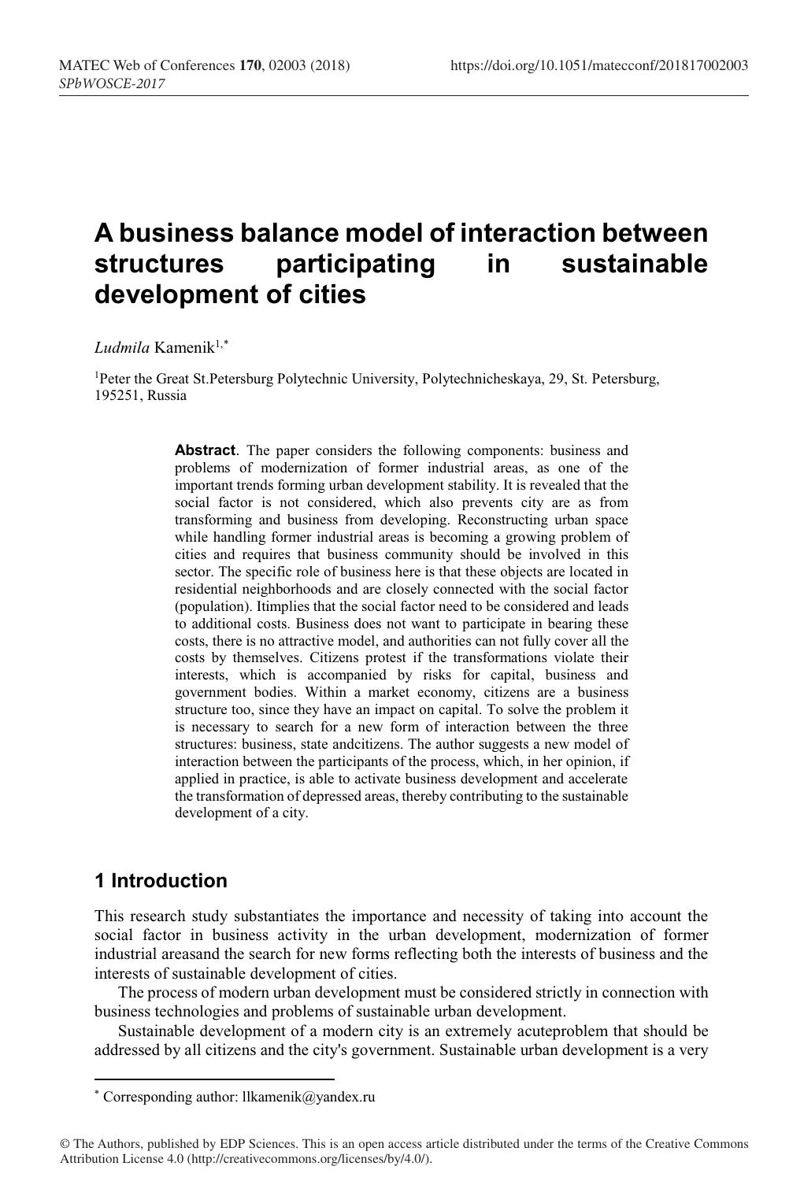# A business balance model of interaction between structures participating in sustainable development of cities

*Ludmila* Kamenik[1,*]

[1]Peter the Great St.Petersburg Polytechnic University, Polytechnicheskaya, 29, St. Petersburg, 195251, Russia

**Abstract**. The paper considers the following components: business and problems of modernization of former industrial areas, as one of the important trends forming urban development stability. It is revealed that the social factor is not considered, which also prevents city are as from transforming and business from developing. Reconstructing urban space while handling former industrial areas is becoming a growing problem of cities and requires that business community should be involved in this sector. The specific role of business here is that these objects are located in residential neighborhoods and are closely connected with the social factor (population). Itimplies that the social factor need to be considered and leads to additional costs. Business does not want to participate in bearing these costs, there is no attractive model, and authorities can not fully cover all the costs by themselves. Citizens protest if the transformations violate their interests, which is accompanied by risks for capital, business and government bodies. Within a market economy, citizens are a business structure too, since they have an impact on capital. To solve the problem it is necessary to search for a new form of interaction between the three structures: business, state andcitizens. The author suggests a new model of interaction between the participants of the process, which, in her opinion, if applied in practice, is able to activate business development and accelerate the transformation of depressed areas, thereby contributing to the sustainable development of a city.

## 1 Introduction

This research study substantiates the importance and necessity of taking into account the social factor in business activity in the urban development, modernization of former industrial areasand the search for new forms reflecting both the interests of business and the interests of sustainable development of cities.

The process of modern urban development must be considered strictly in connection with business technologies and problems of sustainable urban development.

Sustainable development of a modern city is an extremely acuteproblem that should be addressed by all citizens and the city's government. Sustainable urban development is a very

---

[*] Corresponding author: llkamenik@yandex.ru

© The Authors, published by EDP Sciences. This is an open access article distributed under the terms of the Creative Commons Attribution License 4.0 (http://creativecommons.org/licenses/by/4.0/).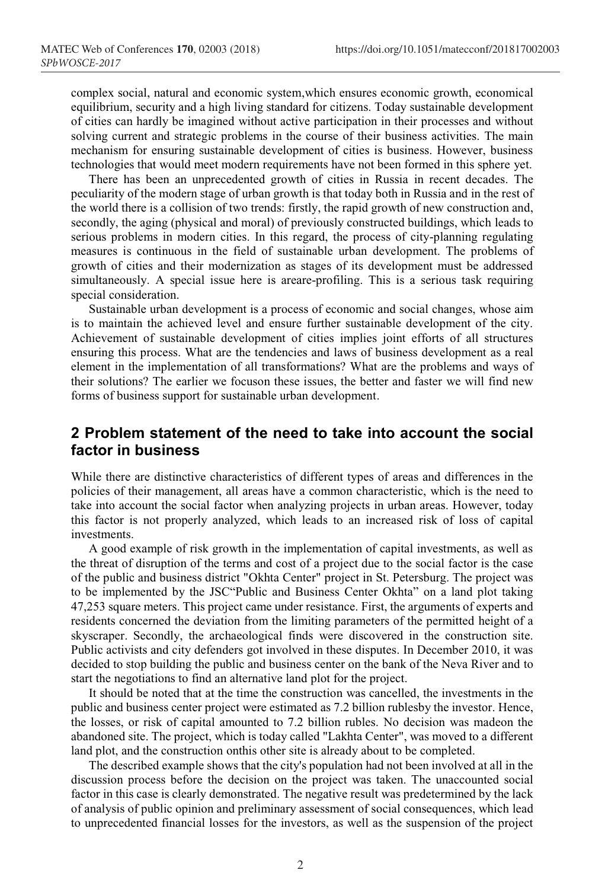complex social, natural and economic system,which ensures economic growth, economical equilibrium, security and a high living standard for citizens. Today sustainable development of cities can hardly be imagined without active participation in their processes and without solving current and strategic problems in the course of their business activities. The main mechanism for ensuring sustainable development of cities is business. However, business technologies that would meet modern requirements have not been formed in this sphere yet.

There has been an unprecedented growth of cities in Russia in recent decades. The peculiarity of the modern stage of urban growth is that today both in Russia and in the rest of the world there is a collision of two trends: firstly, the rapid growth of new construction and, secondly, the aging (physical and moral) of previously constructed buildings, which leads to serious problems in modern cities. In this regard, the process of city-planning regulating measures is continuous in the field of sustainable urban development. The problems of growth of cities and their modernization as stages of its development must be addressed simultaneously. A special issue here is areare-profiling. This is a serious task requiring special consideration.

Sustainable urban development is a process of economic and social changes, whose aim is to maintain the achieved level and ensure further sustainable development of the city. Achievement of sustainable development of cities implies joint efforts of all structures ensuring this process. What are the tendencies and laws of business development as a real element in the implementation of all transformations? What are the problems and ways of their solutions? The earlier we focuson these issues, the better and faster we will find new forms of business support for sustainable urban development.

## 2 Problem statement of the need to take into account the social factor in business

While there are distinctive characteristics of different types of areas and differences in the policies of their management, all areas have a common characteristic, which is the need to take into account the social factor when analyzing projects in urban areas. However, today this factor is not properly analyzed, which leads to an increased risk of loss of capital investments.

A good example of risk growth in the implementation of capital investments, as well as the threat of disruption of the terms and cost of a project due to the social factor is the case of the public and business district "Okhta Center" project in St. Petersburg. The project was to be implemented by the JSC"Public and Business Center Okhta" on a land plot taking 47,253 square meters. This project came under resistance. First, the arguments of experts and residents concerned the deviation from the limiting parameters of the permitted height of a skyscraper. Secondly, the archaeological finds were discovered in the construction site. Public activists and city defenders got involved in these disputes. In December 2010, it was decided to stop building the public and business center on the bank of the Neva River and to start the negotiations to find an alternative land plot for the project.

It should be noted that at the time the construction was cancelled, the investments in the public and business center project were estimated as 7.2 billion rublesby the investor. Hence, the losses, or risk of capital amounted to 7.2 billion rubles. No decision was madeon the abandoned site. The project, which is today called "Lakhta Center", was moved to a different land plot, and the construction onthis other site is already about to be completed.

The described example shows that the city's population had not been involved at all in the discussion process before the decision on the project was taken. The unaccounted social factor in this case is clearly demonstrated. The negative result was predetermined by the lack of analysis of public opinion and preliminary assessment of social consequences, which lead to unprecedented financial losses for the investors, as well as the suspension of the project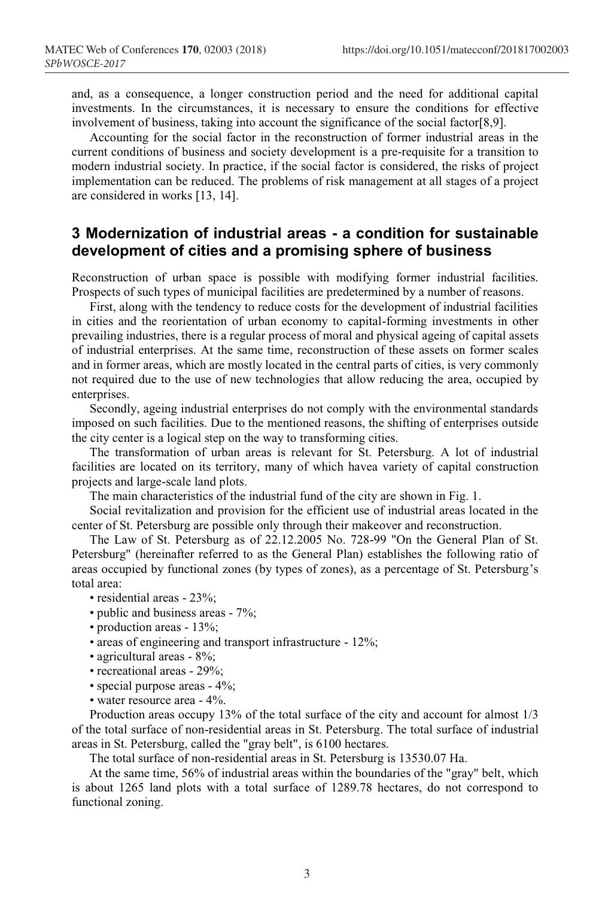and, as a consequence, a longer construction period and the need for additional capital investments. In the circumstances, it is necessary to ensure the conditions for effective involvement of business, taking into account the significance of the social factor[8,9].

Accounting for the social factor in the reconstruction of former industrial areas in the current conditions of business and society development is a pre-requisite for a transition to modern industrial society. In practice, if the social factor is considered, the risks of project implementation can be reduced. The problems of risk management at all stages of a project are considered in works [13, 14].

## 3 Modernization of industrial areas - a condition for sustainable development of cities and a promising sphere of business

Reconstruction of urban space is possible with modifying former industrial facilities. Prospects of such types of municipal facilities are predetermined by a number of reasons.

First, along with the tendency to reduce costs for the development of industrial facilities in cities and the reorientation of urban economy to capital-forming investments in other prevailing industries, there is a regular process of moral and physical ageing of capital assets of industrial enterprises. At the same time, reconstruction of these assets on former scales and in former areas, which are mostly located in the central parts of cities, is very commonly not required due to the use of new technologies that allow reducing the area, occupied by enterprises.

Secondly, ageing industrial enterprises do not comply with the environmental standards imposed on such facilities. Due to the mentioned reasons, the shifting of enterprises outside the city center is a logical step on the way to transforming cities.

The transformation of urban areas is relevant for St. Petersburg. A lot of industrial facilities are located on its territory, many of which havea variety of capital construction projects and large-scale land plots.

The main characteristics of the industrial fund of the city are shown in Fig. 1.

Social revitalization and provision for the efficient use of industrial areas located in the center of St. Petersburg are possible only through their makeover and reconstruction.

The Law of St. Petersburg as of 22.12.2005 No. 728-99 "On the General Plan of St. Petersburg" (hereinafter referred to as the General Plan) establishes the following ratio of areas occupied by functional zones (by types of zones), as a percentage of St. Petersburg's total area:

- residential areas - 23%;
- public and business areas - 7%;
- production areas - 13%;
- areas of engineering and transport infrastructure - 12%;
- agricultural areas - 8%;
- recreational areas - 29%;
- special purpose areas - 4%;
- water resource area - 4%.

Production areas occupy 13% of the total surface of the city and account for almost 1/3 of the total surface of non-residential areas in St. Petersburg. The total surface of industrial areas in St. Petersburg, called the "gray belt", is 6100 hectares.

The total surface of non-residential areas in St. Petersburg is 13530.07 Ha.

At the same time, 56% of industrial areas within the boundaries of the "gray" belt, which is about 1265 land plots with a total surface of 1289.78 hectares, do not correspond to functional zoning.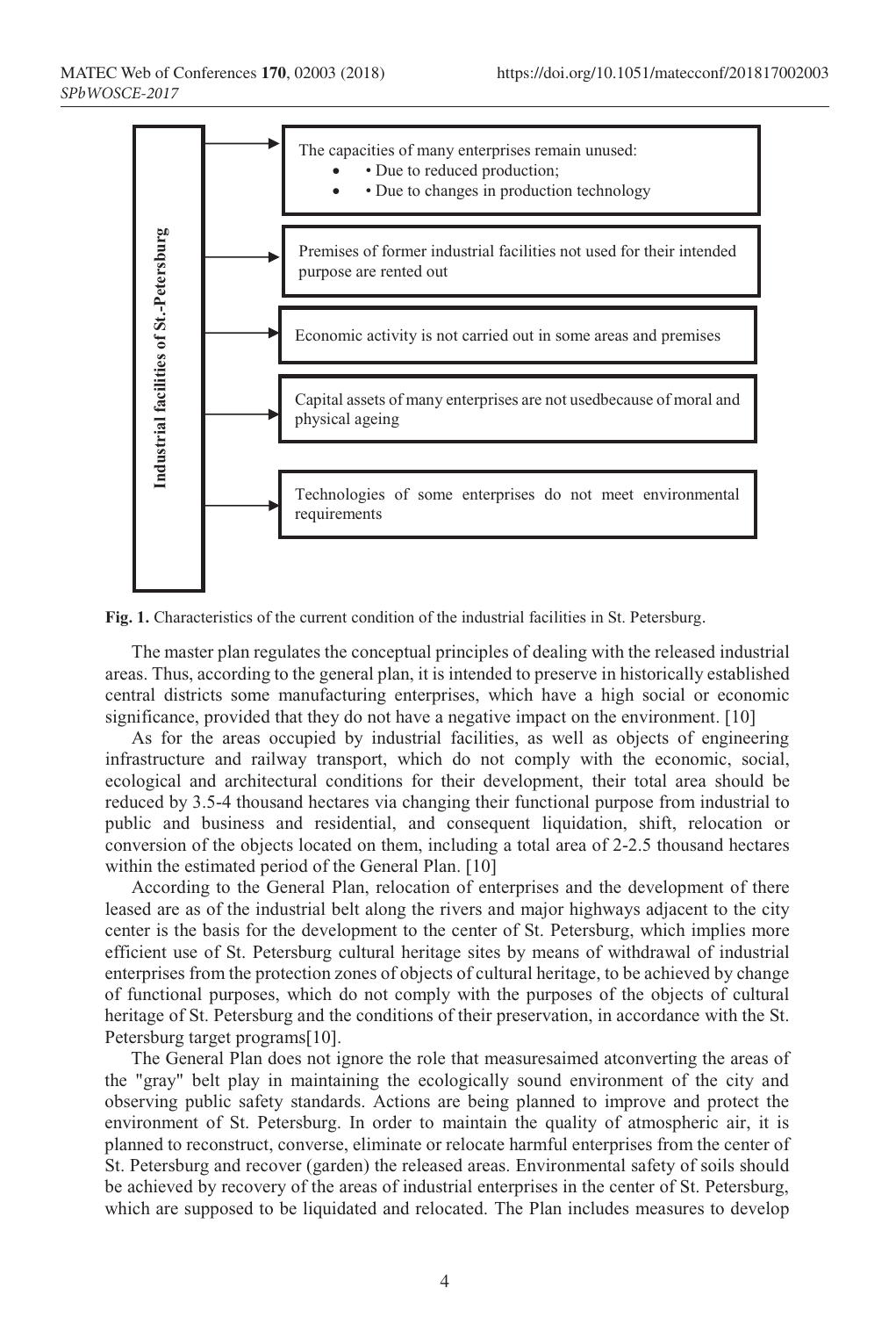**Industrial facilities of St.-Petersburg**

- The capacities of many enterprises remain unused:
  - • Due to reduced production;
  - • Due to changes in production technology
- Premises of former industrial facilities not used for their intended purpose are rented out
- Economic activity is not carried out in some areas and premises
- Capital assets of many enterprises are not usedbecause of moral and physical ageing
- Technologies of some enterprises do not meet environmental requirements

**Fig. 1.** Characteristics of the current condition of the industrial facilities in St. Petersburg.

The master plan regulates the conceptual principles of dealing with the released industrial areas. Thus, according to the general plan, it is intended to preserve in historically established central districts some manufacturing enterprises, which have a high social or economic significance, provided that they do not have a negative impact on the environment. [10]

As for the areas occupied by industrial facilities, as well as objects of engineering infrastructure and railway transport, which do not comply with the economic, social, ecological and architectural conditions for their development, their total area should be reduced by 3.5-4 thousand hectares via changing their functional purpose from industrial to public and business and residential, and consequent liquidation, shift, relocation or conversion of the objects located on them, including a total area of 2-2.5 thousand hectares within the estimated period of the General Plan. [10]

According to the General Plan, relocation of enterprises and the development of there leased are as of the industrial belt along the rivers and major highways adjacent to the city center is the basis for the development to the center of St. Petersburg, which implies more efficient use of St. Petersburg cultural heritage sites by means of withdrawal of industrial enterprises from the protection zones of objects of cultural heritage, to be achieved by change of functional purposes, which do not comply with the purposes of the objects of cultural heritage of St. Petersburg and the conditions of their preservation, in accordance with the St. Petersburg target programs[10].

The General Plan does not ignore the role that measuresaimed atconverting the areas of the "gray" belt play in maintaining the ecologically sound environment of the city and observing public safety standards. Actions are being planned to improve and protect the environment of St. Petersburg. In order to maintain the quality of atmospheric air, it is planned to reconstruct, converse, eliminate or relocate harmful enterprises from the center of St. Petersburg and recover (garden) the released areas. Environmental safety of soils should be achieved by recovery of the areas of industrial enterprises in the center of St. Petersburg, which are supposed to be liquidated and relocated. The Plan includes measures to develop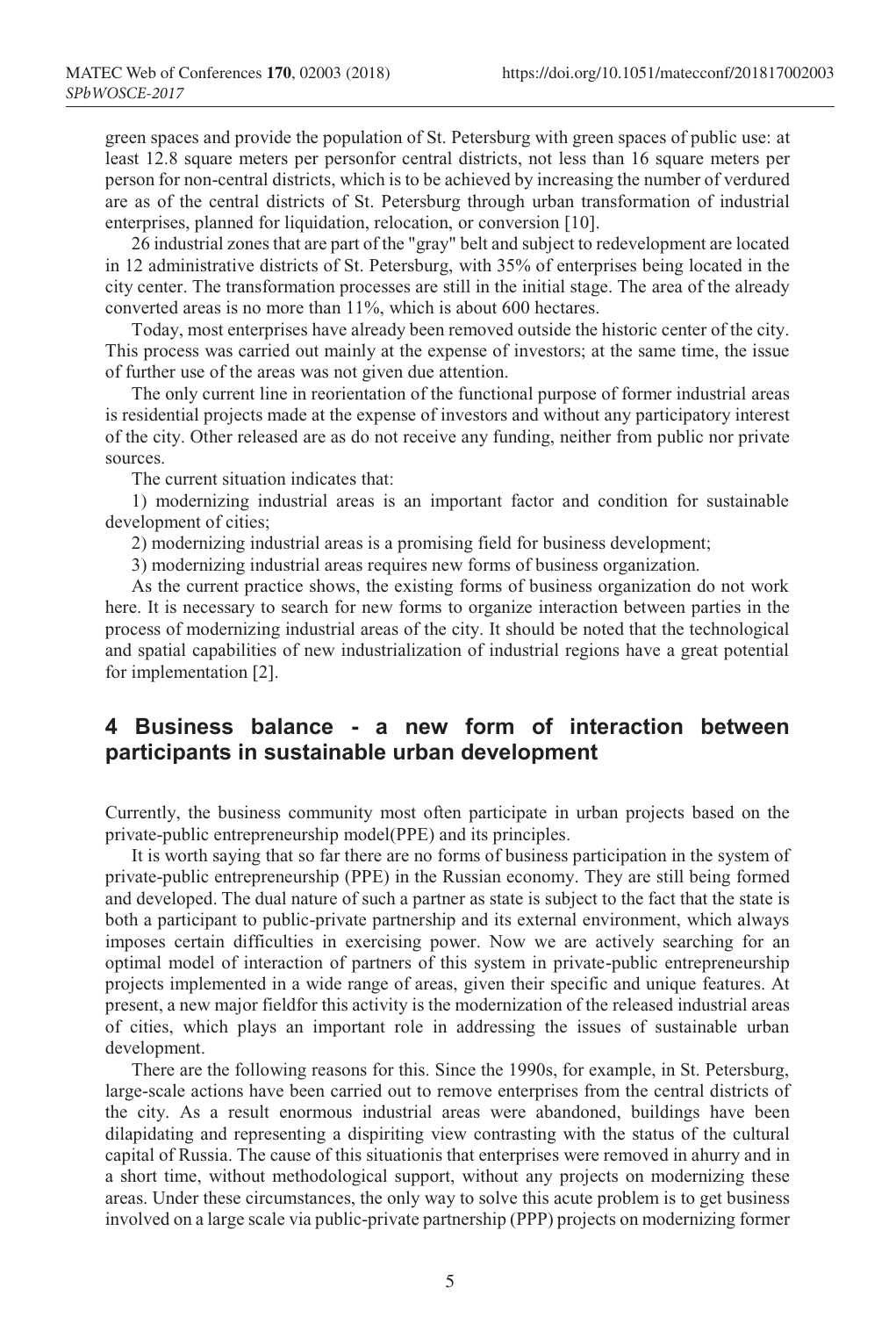green spaces and provide the population of St. Petersburg with green spaces of public use: at least 12.8 square meters per personfor central districts, not less than 16 square meters per person for non-central districts, which is to be achieved by increasing the number of verdured are as of the central districts of St. Petersburg through urban transformation of industrial enterprises, planned for liquidation, relocation, or conversion [10].

26 industrial zones that are part of the "gray" belt and subject to redevelopment are located in 12 administrative districts of St. Petersburg, with 35% of enterprises being located in the city center. The transformation processes are still in the initial stage. The area of the already converted areas is no more than 11%, which is about 600 hectares.

Today, most enterprises have already been removed outside the historic center of the city. This process was carried out mainly at the expense of investors; at the same time, the issue of further use of the areas was not given due attention.

The only current line in reorientation of the functional purpose of former industrial areas is residential projects made at the expense of investors and without any participatory interest of the city. Other released are as do not receive any funding, neither from public nor private sources.

The current situation indicates that:

1) modernizing industrial areas is an important factor and condition for sustainable development of cities;

2) modernizing industrial areas is a promising field for business development;

3) modernizing industrial areas requires new forms of business organization.

As the current practice shows, the existing forms of business organization do not work here. It is necessary to search for new forms to organize interaction between parties in the process of modernizing industrial areas of the city. It should be noted that the technological and spatial capabilities of new industrialization of industrial regions have a great potential for implementation [2].

## 4 Business balance - a new form of interaction between participants in sustainable urban development

Currently, the business community most often participate in urban projects based on the private-public entrepreneurship model(PPE) and its principles.

It is worth saying that so far there are no forms of business participation in the system of private-public entrepreneurship (PPE) in the Russian economy. They are still being formed and developed. The dual nature of such a partner as state is subject to the fact that the state is both a participant to public-private partnership and its external environment, which always imposes certain difficulties in exercising power. Now we are actively searching for an optimal model of interaction of partners of this system in private-public entrepreneurship projects implemented in a wide range of areas, given their specific and unique features. At present, a new major fieldfor this activity is the modernization of the released industrial areas of cities, which plays an important role in addressing the issues of sustainable urban development.

There are the following reasons for this. Since the 1990s, for example, in St. Petersburg, large-scale actions have been carried out to remove enterprises from the central districts of the city. As a result enormous industrial areas were abandoned, buildings have been dilapidating and representing a dispiriting view contrasting with the status of the cultural capital of Russia. The cause of this situationis that enterprises were removed in ahurry and in a short time, without methodological support, without any projects on modernizing these areas. Under these circumstances, the only way to solve this acute problem is to get business involved on a large scale via public-private partnership (PPP) projects on modernizing former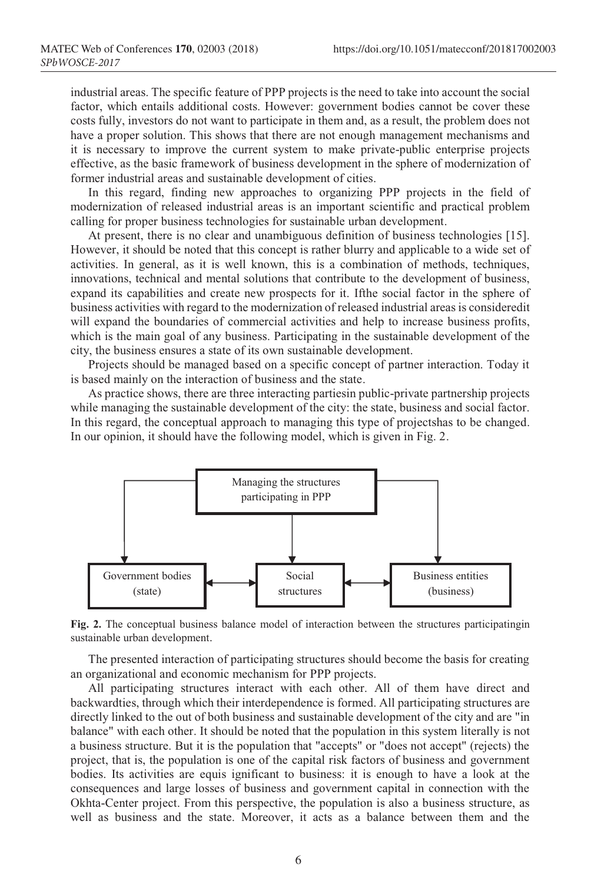industrial areas. The specific feature of PPP projects is the need to take into account the social factor, which entails additional costs. However: government bodies cannot be cover these costs fully, investors do not want to participate in them and, as a result, the problem does not have a proper solution. This shows that there are not enough management mechanisms and it is necessary to improve the current system to make private-public enterprise projects effective, as the basic framework of business development in the sphere of modernization of former industrial areas and sustainable development of cities.

In this regard, finding new approaches to organizing PPP projects in the field of modernization of released industrial areas is an important scientific and practical problem calling for proper business technologies for sustainable urban development.

At present, there is no clear and unambiguous definition of business technologies [15]. However, it should be noted that this concept is rather blurry and applicable to a wide set of activities. In general, as it is well known, this is a combination of methods, techniques, innovations, technical and mental solutions that contribute to the development of business, expand its capabilities and create new prospects for it. Ifthe social factor in the sphere of business activities with regard to the modernization of released industrial areas is consideredit will expand the boundaries of commercial activities and help to increase business profits, which is the main goal of any business. Participating in the sustainable development of the city, the business ensures a state of its own sustainable development.

Projects should be managed based on a specific concept of partner interaction. Today it is based mainly on the interaction of business and the state.

As practice shows, there are three interacting partiesin public-private partnership projects while managing the sustainable development of the city: the state, business and social factor. In this regard, the conceptual approach to managing this type of projectshas to be changed. In our opinion, it should have the following model, which is given in Fig. 2.

Managing the structures participating in PPP

Government bodies (state)

Social structures

Business entities (business)

**Fig. 2.** The conceptual business balance model of interaction between the structures participatingin sustainable urban development.

The presented interaction of participating structures should become the basis for creating an organizational and economic mechanism for PPP projects.

All participating structures interact with each other. All of them have direct and backwardties, through which their interdependence is formed. All participating structures are directly linked to the out of both business and sustainable development of the city and are "in balance" with each other. It should be noted that the population in this system literally is not a business structure. But it is the population that "accepts" or "does not accept" (rejects) the project, that is, the population is one of the capital risk factors of business and government bodies. Its activities are equis ignificant to business: it is enough to have a look at the consequences and large losses of business and government capital in connection with the Okhta-Center project. From this perspective, the population is also a business structure, as well as business and the state. Moreover, it acts as a balance between them and the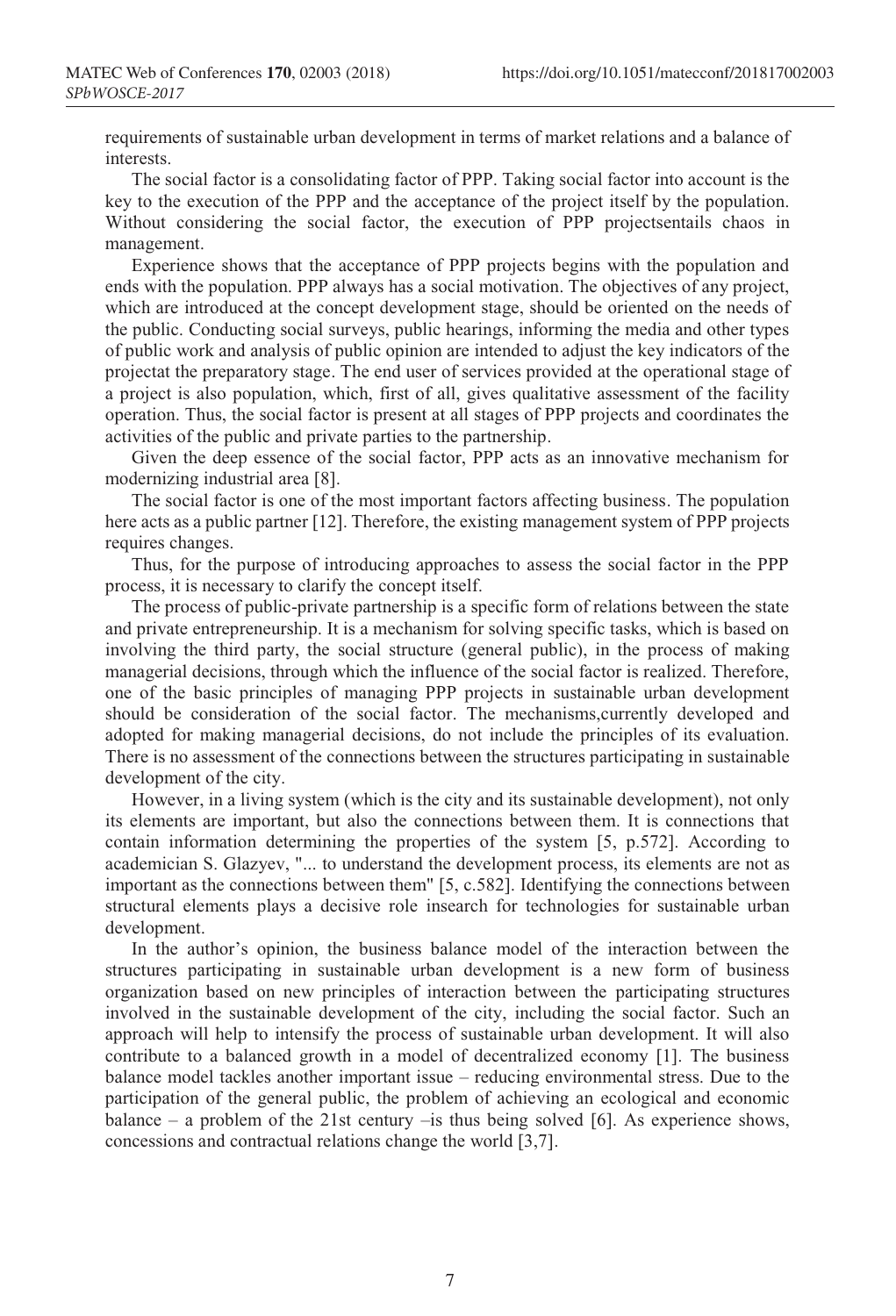requirements of sustainable urban development in terms of market relations and a balance of interests.

The social factor is a consolidating factor of PPP. Taking social factor into account is the key to the execution of the PPP and the acceptance of the project itself by the population. Without considering the social factor, the execution of PPP projectsentails chaos in management.

Experience shows that the acceptance of PPP projects begins with the population and ends with the population. PPP always has a social motivation. The objectives of any project, which are introduced at the concept development stage, should be oriented on the needs of the public. Conducting social surveys, public hearings, informing the media and other types of public work and analysis of public opinion are intended to adjust the key indicators of the projectat the preparatory stage. The end user of services provided at the operational stage of a project is also population, which, first of all, gives qualitative assessment of the facility operation. Thus, the social factor is present at all stages of PPP projects and coordinates the activities of the public and private parties to the partnership.

Given the deep essence of the social factor, PPP acts as an innovative mechanism for modernizing industrial area [8].

The social factor is one of the most important factors affecting business. The population here acts as a public partner [12]. Therefore, the existing management system of PPP projects requires changes.

Thus, for the purpose of introducing approaches to assess the social factor in the PPP process, it is necessary to clarify the concept itself.

The process of public-private partnership is a specific form of relations between the state and private entrepreneurship. It is a mechanism for solving specific tasks, which is based on involving the third party, the social structure (general public), in the process of making managerial decisions, through which the influence of the social factor is realized. Therefore, one of the basic principles of managing PPP projects in sustainable urban development should be consideration of the social factor. The mechanisms,currently developed and adopted for making managerial decisions, do not include the principles of its evaluation. There is no assessment of the connections between the structures participating in sustainable development of the city.

However, in a living system (which is the city and its sustainable development), not only its elements are important, but also the connections between them. It is connections that contain information determining the properties of the system [5, p.572]. According to academician S. Glazyev, "... to understand the development process, its elements are not as important as the connections between them" [5, c.582]. Identifying the connections between structural elements plays a decisive role insearch for technologies for sustainable urban development.

In the author's opinion, the business balance model of the interaction between the structures participating in sustainable urban development is a new form of business organization based on new principles of interaction between the participating structures involved in the sustainable development of the city, including the social factor. Such an approach will help to intensify the process of sustainable urban development. It will also contribute to a balanced growth in a model of decentralized economy [1]. The business balance model tackles another important issue – reducing environmental stress. Due to the participation of the general public, the problem of achieving an ecological and economic balance – a problem of the 21st century –is thus being solved [6]. As experience shows, concessions and contractual relations change the world [3,7].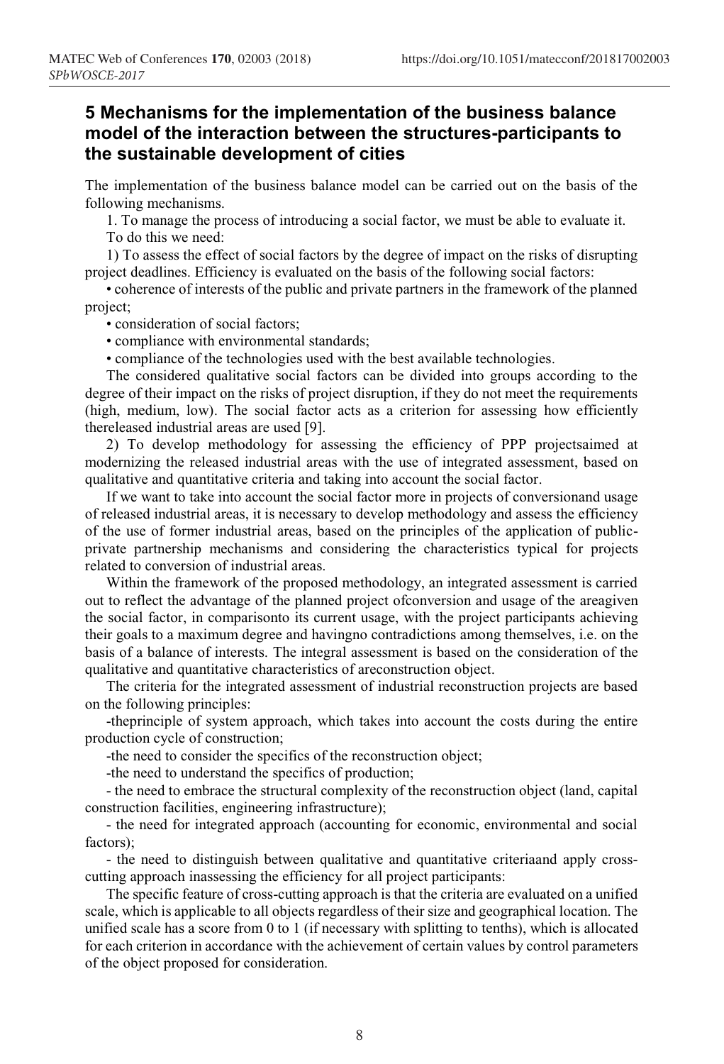## 5 Mechanisms for the implementation of the business balance model of the interaction between the structures-participants to the sustainable development of cities

The implementation of the business balance model can be carried out on the basis of the following mechanisms.

1. To manage the process of introducing a social factor, we must be able to evaluate it.

To do this we need:

1) To assess the effect of social factors by the degree of impact on the risks of disrupting project deadlines. Efficiency is evaluated on the basis of the following social factors:

• coherence of interests of the public and private partners in the framework of the planned project;

• consideration of social factors;

• compliance with environmental standards;

• compliance of the technologies used with the best available technologies.

The considered qualitative social factors can be divided into groups according to the degree of their impact on the risks of project disruption, if they do not meet the requirements (high, medium, low). The social factor acts as a criterion for assessing how efficiently thereleased industrial areas are used [9].

2) To develop methodology for assessing the efficiency of PPP projectsaimed at modernizing the released industrial areas with the use of integrated assessment, based on qualitative and quantitative criteria and taking into account the social factor.

If we want to take into account the social factor more in projects of conversionand usage of released industrial areas, it is necessary to develop methodology and assess the efficiency of the use of former industrial areas, based on the principles of the application of public-private partnership mechanisms and considering the characteristics typical for projects related to conversion of industrial areas.

Within the framework of the proposed methodology, an integrated assessment is carried out to reflect the advantage of the planned project ofconversion and usage of the areagiven the social factor, in comparisonto its current usage, with the project participants achieving their goals to a maximum degree and havingno contradictions among themselves, i.e. on the basis of a balance of interests. The integral assessment is based on the consideration of the qualitative and quantitative characteristics of areconstruction object.

The criteria for the integrated assessment of industrial reconstruction projects are based on the following principles:

-theprinciple of system approach, which takes into account the costs during the entire production cycle of construction;

-the need to consider the specifics of the reconstruction object;

-the need to understand the specifics of production;

- the need to embrace the structural complexity of the reconstruction object (land, capital construction facilities, engineering infrastructure);

- the need for integrated approach (accounting for economic, environmental and social factors);

- the need to distinguish between qualitative and quantitative criteriaand apply cross-cutting approach inassessing the efficiency for all project participants:

The specific feature of cross-cutting approach is that the criteria are evaluated on a unified scale, which is applicable to all objects regardless of their size and geographical location. The unified scale has a score from 0 to 1 (if necessary with splitting to tenths), which is allocated for each criterion in accordance with the achievement of certain values by control parameters of the object proposed for consideration.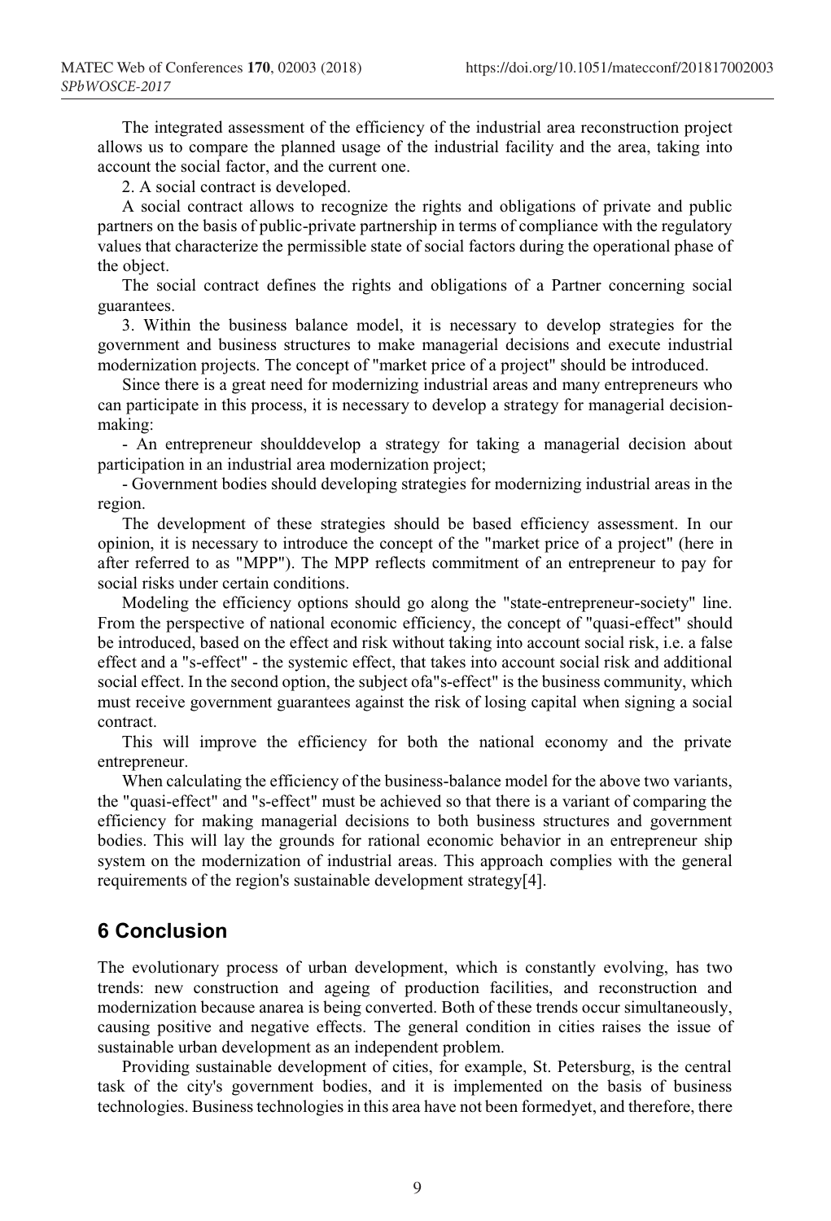The integrated assessment of the efficiency of the industrial area reconstruction project allows us to compare the planned usage of the industrial facility and the area, taking into account the social factor, and the current one.

2. A social contract is developed.

A social contract allows to recognize the rights and obligations of private and public partners on the basis of public-private partnership in terms of compliance with the regulatory values that characterize the permissible state of social factors during the operational phase of the object.

The social contract defines the rights and obligations of a Partner concerning social guarantees.

3. Within the business balance model, it is necessary to develop strategies for the government and business structures to make managerial decisions and execute industrial modernization projects. The concept of "market price of a project" should be introduced.

Since there is a great need for modernizing industrial areas and many entrepreneurs who can participate in this process, it is necessary to develop a strategy for managerial decision-making:

- An entrepreneur shoulddevelop a strategy for taking a managerial decision about participation in an industrial area modernization project;
- Government bodies should developing strategies for modernizing industrial areas in the region.

The development of these strategies should be based efficiency assessment. In our opinion, it is necessary to introduce the concept of the "market price of a project" (here in after referred to as "MPP"). The MPP reflects commitment of an entrepreneur to pay for social risks under certain conditions.

Modeling the efficiency options should go along the "state-entrepreneur-society" line. From the perspective of national economic efficiency, the concept of "quasi-effect" should be introduced, based on the effect and risk without taking into account social risk, i.e. a false effect and a "s-effect" - the systemic effect, that takes into account social risk and additional social effect. In the second option, the subject ofa"s-effect" is the business community, which must receive government guarantees against the risk of losing capital when signing a social contract.

This will improve the efficiency for both the national economy and the private entrepreneur.

When calculating the efficiency of the business-balance model for the above two variants, the "quasi-effect" and "s-effect" must be achieved so that there is a variant of comparing the efficiency for making managerial decisions to both business structures and government bodies. This will lay the grounds for rational economic behavior in an entrepreneur ship system on the modernization of industrial areas. This approach complies with the general requirements of the region's sustainable development strategy[4].

## 6 Conclusion

The evolutionary process of urban development, which is constantly evolving, has two trends: new construction and ageing of production facilities, and reconstruction and modernization because anarea is being converted. Both of these trends occur simultaneously, causing positive and negative effects. The general condition in cities raises the issue of sustainable urban development as an independent problem.

Providing sustainable development of cities, for example, St. Petersburg, is the central task of the city's government bodies, and it is implemented on the basis of business technologies. Business technologies in this area have not been formedyet, and therefore, there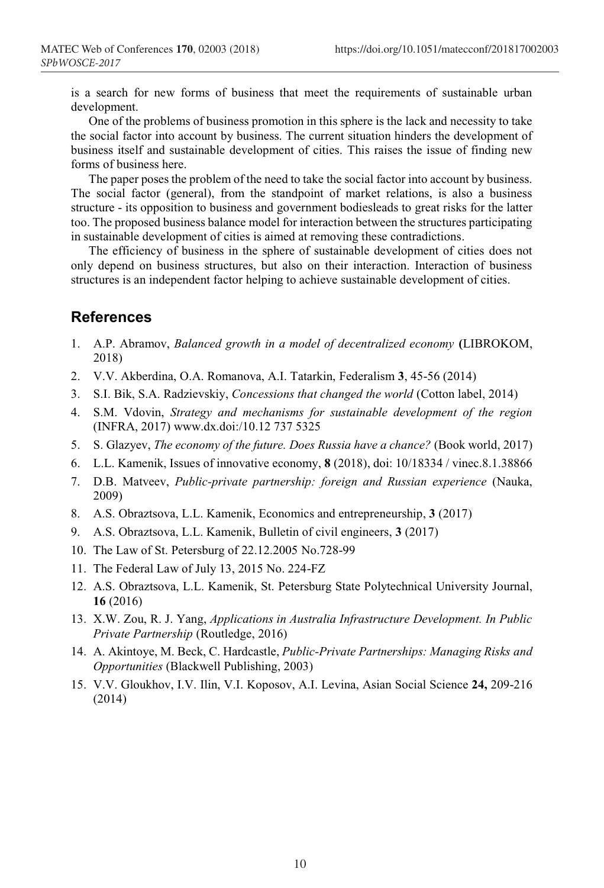is a search for new forms of business that meet the requirements of sustainable urban development.

One of the problems of business promotion in this sphere is the lack and necessity to take the social factor into account by business. The current situation hinders the development of business itself and sustainable development of cities. This raises the issue of finding new forms of business here.

The paper poses the problem of the need to take the social factor into account by business. The social factor (general), from the standpoint of market relations, is also a business structure - its opposition to business and government bodiesleads to great risks for the latter too. The proposed business balance model for interaction between the structures participating in sustainable development of cities is aimed at removing these contradictions.

The efficiency of business in the sphere of sustainable development of cities does not only depend on business structures, but also on their interaction. Interaction of business structures is an independent factor helping to achieve sustainable development of cities.

## References

1. A.P. Abramov, *Balanced growth in a model of decentralized economy* **(**LIBROKOM, 2018)
2. V.V. Akberdina, O.A. Romanova, A.I. Tatarkin, Federalism **3**, 45-56 (2014)
3. S.I. Bik, S.A. Radzievskiy, *Concessions that changed the world* (Cotton label, 2014)
4. S.M. Vdovin, *Strategy and mechanisms for sustainable development of the region* (INFRA, 2017) www.dx.doi:/10.12 737 5325
5. S. Glazyev, *The economy of the future. Does Russia have a chance?* (Book world, 2017)
6. L.L. Kamenik, Issues of innovative economy, **8** (2018), doi: 10/18334 / vinec.8.1.38866
7. D.B. Matveev, *Public-private partnership: foreign and Russian experience* (Nauka, 2009)
8. A.S. Obraztsova, L.L. Kamenik, Economics and entrepreneurship, **3** (2017)
9. A.S. Obraztsova, L.L. Kamenik, Bulletin of civil engineers, **3** (2017)
10. The Law of St. Petersburg of 22.12.2005 No.728-99
11. The Federal Law of July 13, 2015 No. 224-FZ
12. A.S. Obraztsova, L.L. Kamenik, St. Petersburg State Polytechnical University Journal, **16** (2016)
13. X.W. Zou, R. J. Yang, *Applications in Australia Infrastructure Development. In Public Private Partnership* (Routledge, 2016)
14. A. Akintoye, M. Beck, C. Hardcastle, *Public-Private Partnerships: Managing Risks and Opportunities* (Blackwell Publishing, 2003)
15. V.V. Gloukhov, I.V. Ilin, V.I. Koposov, A.I. Levina, Asian Social Science **24,** 209-216 (2014)